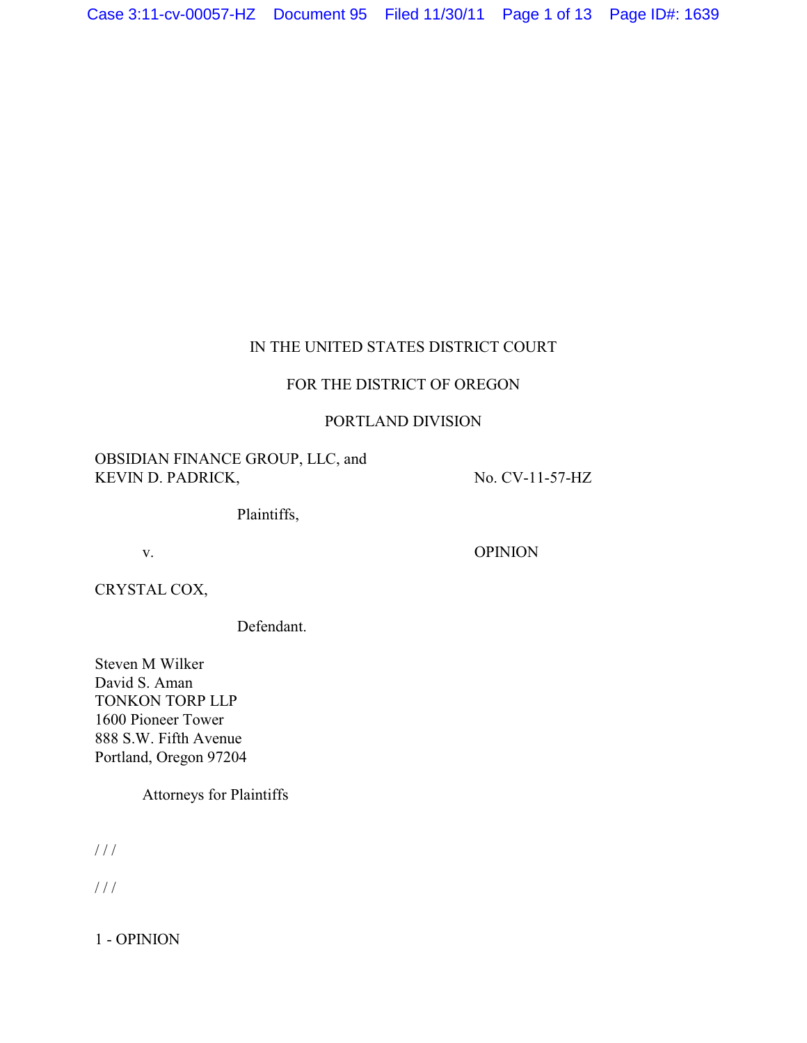IN THE UNITED STATES DISTRICT COURT

FOR THE DISTRICT OF OREGON

PORTLAND DIVISION

OBSIDIAN FINANCE GROUP, LLC, and
KEVIN D. PADRICK,

Plaintiffs,

v.

CRYSTAL COX,

Defendant.

No. CV-11-57-HZ

OPINION

Steven M Wilker
David S. Aman
TONKON TORP LLP
1600 Pioneer Tower
888 S.W. Fifth Avenue
Portland, Oregon 97204

Attorneys for Plaintiffs

/ / /

/ / /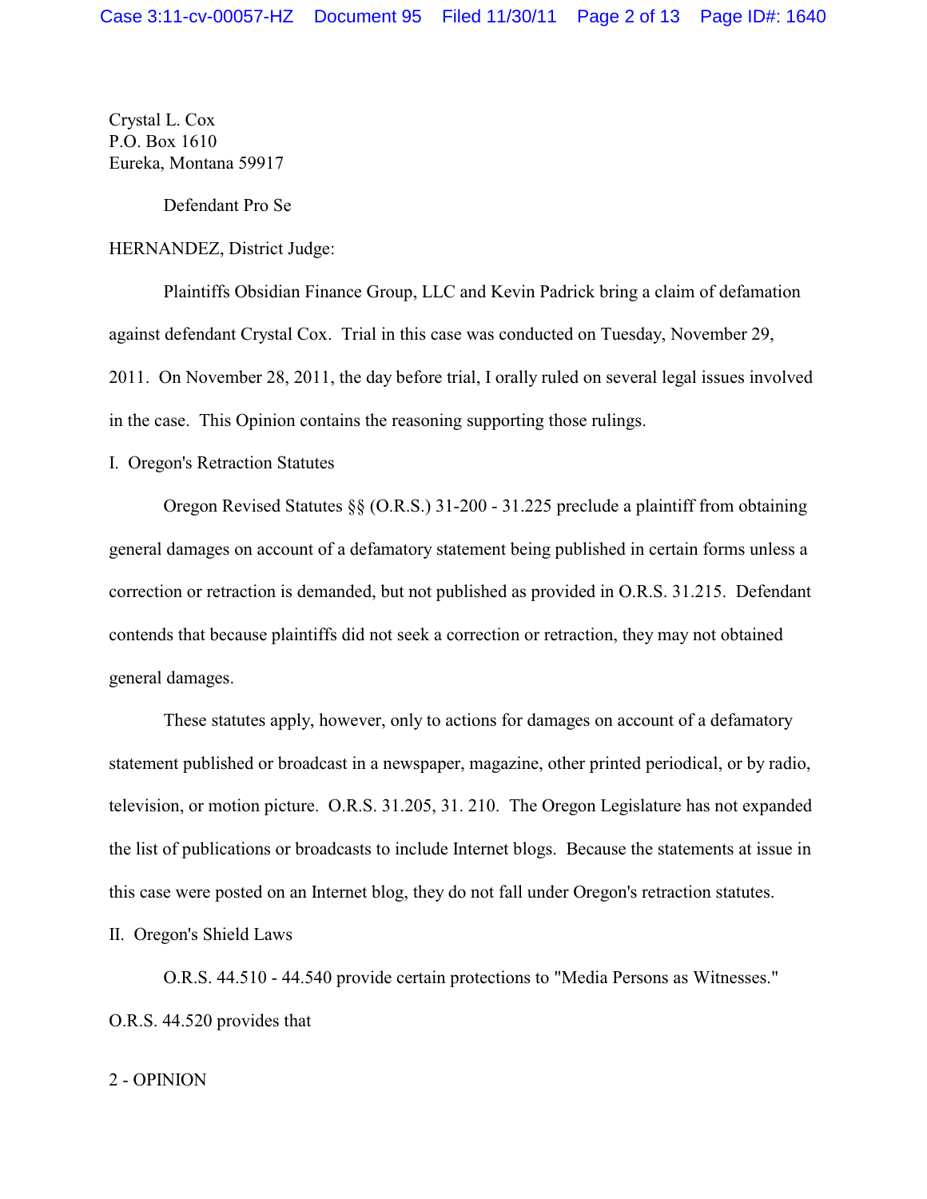Crystal L. Cox
P.O. Box 1610
Eureka, Montana 59917

Defendant Pro Se

HERNANDEZ, District Judge:

Plaintiffs Obsidian Finance Group, LLC and Kevin Padrick bring a claim of defamation against defendant Crystal Cox. Trial in this case was conducted on Tuesday, November 29, 2011. On November 28, 2011, the day before trial, I orally ruled on several legal issues involved in the case. This Opinion contains the reasoning supporting those rulings.

I. Oregon's Retraction Statutes

Oregon Revised Statutes §§ (O.R.S.) 31-200 - 31.225 preclude a plaintiff from obtaining general damages on account of a defamatory statement being published in certain forms unless a correction or retraction is demanded, but not published as provided in O.R.S. 31.215. Defendant contends that because plaintiffs did not seek a correction or retraction, they may not obtained general damages.

These statutes apply, however, only to actions for damages on account of a defamatory statement published or broadcast in a newspaper, magazine, other printed periodical, or by radio, television, or motion picture. O.R.S. 31.205, 31. 210. The Oregon Legislature has not expanded the list of publications or broadcasts to include Internet blogs. Because the statements at issue in this case were posted on an Internet blog, they do not fall under Oregon's retraction statutes.

II. Oregon's Shield Laws

O.R.S. 44.510 - 44.540 provide certain protections to "Media Persons as Witnesses." O.R.S. 44.520 provides that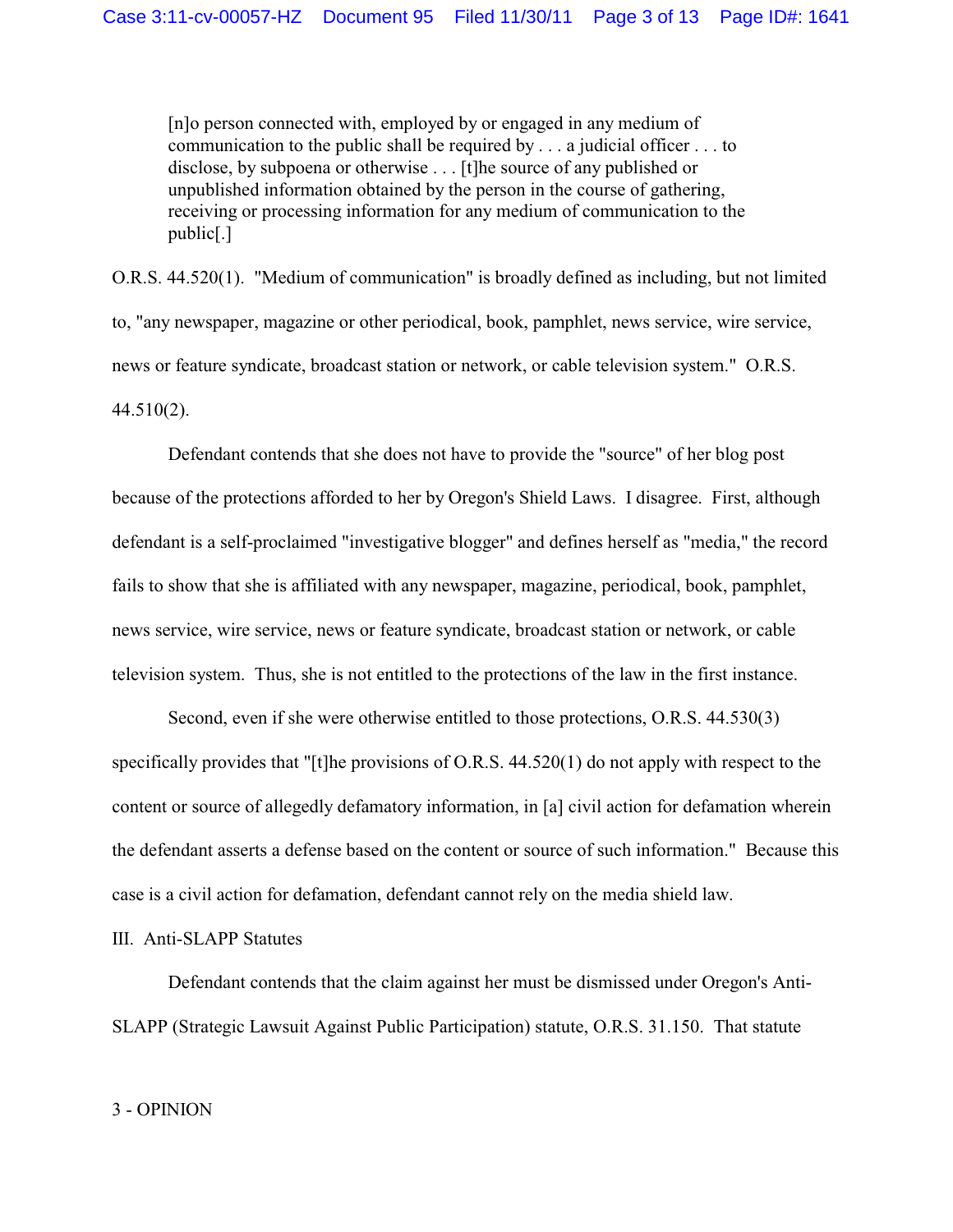> [n]o person connected with, employed by or engaged in any medium of communication to the public shall be required by . . . a judicial officer . . . to disclose, by subpoena or otherwise . . . [t]he source of any published or unpublished information obtained by the person in the course of gathering, receiving or processing information for any medium of communication to the public[.]

O.R.S. 44.520(1). "Medium of communication" is broadly defined as including, but not limited to, "any newspaper, magazine or other periodical, book, pamphlet, news service, wire service, news or feature syndicate, broadcast station or network, or cable television system." O.R.S. 44.510(2).

Defendant contends that she does not have to provide the "source" of her blog post because of the protections afforded to her by Oregon's Shield Laws. I disagree. First, although defendant is a self-proclaimed "investigative blogger" and defines herself as "media," the record fails to show that she is affiliated with any newspaper, magazine, periodical, book, pamphlet, news service, wire service, news or feature syndicate, broadcast station or network, or cable television system. Thus, she is not entitled to the protections of the law in the first instance.

Second, even if she were otherwise entitled to those protections, O.R.S. 44.530(3) specifically provides that "[t]he provisions of O.R.S. 44.520(1) do not apply with respect to the content or source of allegedly defamatory information, in [a] civil action for defamation wherein the defendant asserts a defense based on the content or source of such information." Because this case is a civil action for defamation, defendant cannot rely on the media shield law.

III. Anti-SLAPP Statutes

Defendant contends that the claim against her must be dismissed under Oregon's Anti-SLAPP (Strategic Lawsuit Against Public Participation) statute, O.R.S. 31.150. That statute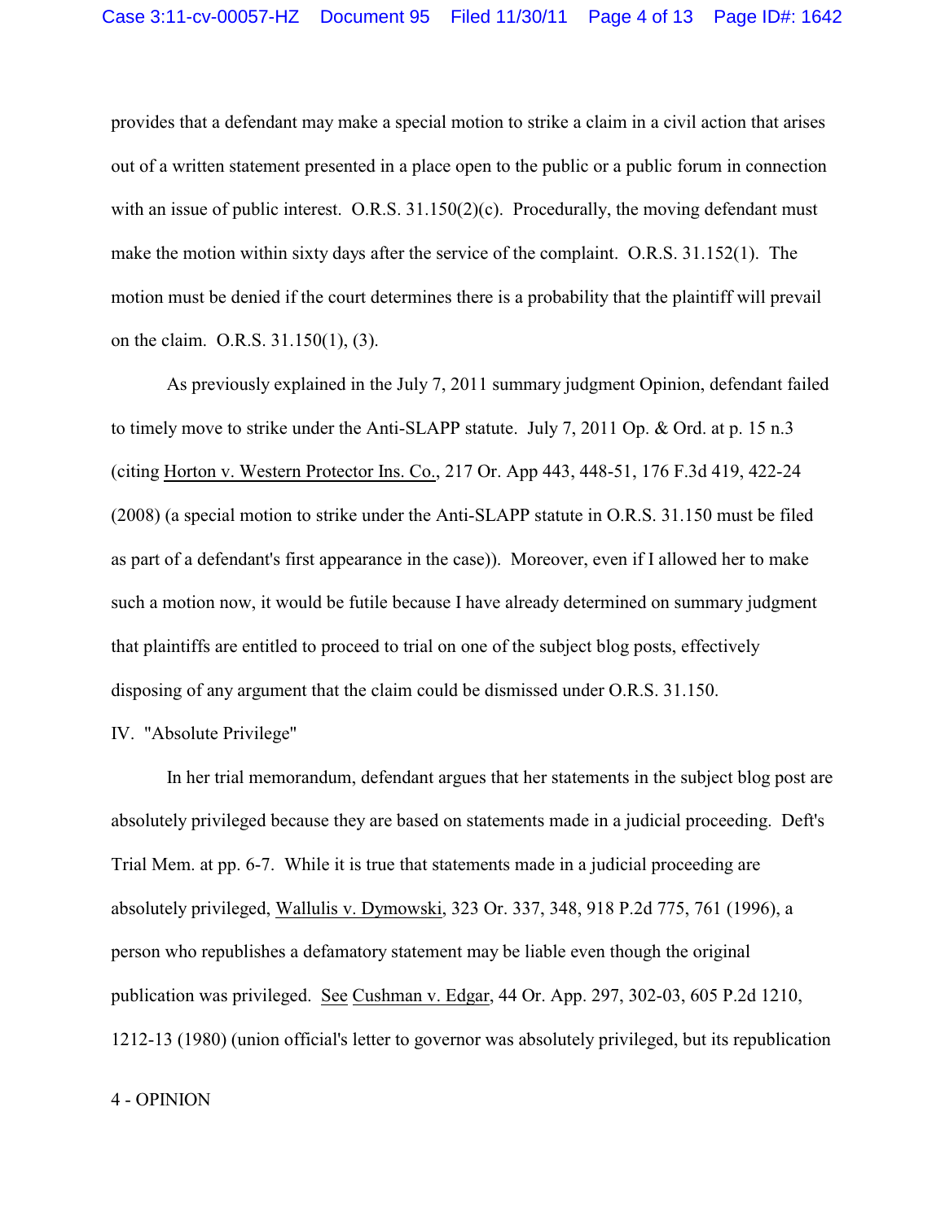provides that a defendant may make a special motion to strike a claim in a civil action that arises out of a written statement presented in a place open to the public or a public forum in connection with an issue of public interest. O.R.S. 31.150(2)(c). Procedurally, the moving defendant must make the motion within sixty days after the service of the complaint. O.R.S. 31.152(1). The motion must be denied if the court determines there is a probability that the plaintiff will prevail on the claim. O.R.S. 31.150(1), (3).

As previously explained in the July 7, 2011 summary judgment Opinion, defendant failed to timely move to strike under the Anti-SLAPP statute. July 7, 2011 Op. & Ord. at p. 15 n.3 (citing Horton v. Western Protector Ins. Co., 217 Or. App 443, 448-51, 176 P.3d 419, 422-24 (2008) (a special motion to strike under the Anti-SLAPP statute in O.R.S. 31.150 must be filed as part of a defendant's first appearance in the case)). Moreover, even if I allowed her to make such a motion now, it would be futile because I have already determined on summary judgment that plaintiffs are entitled to proceed to trial on one of the subject blog posts, effectively disposing of any argument that the claim could be dismissed under O.R.S. 31.150.

IV. "Absolute Privilege"

In her trial memorandum, defendant argues that her statements in the subject blog post are absolutely privileged because they are based on statements made in a judicial proceeding. Deft's Trial Mem. at pp. 6-7. While it is true that statements made in a judicial proceeding are absolutely privileged, Wallulis v. Dymowski, 323 Or. 337, 348, 918 P.2d 775, 761 (1996), a person who republishes a defamatory statement may be liable even though the original publication was privileged. See Cushman v. Edgar, 44 Or. App. 297, 302-03, 605 P.2d 1210, 1212-13 (1980) (union official's letter to governor was absolutely privileged, but its republication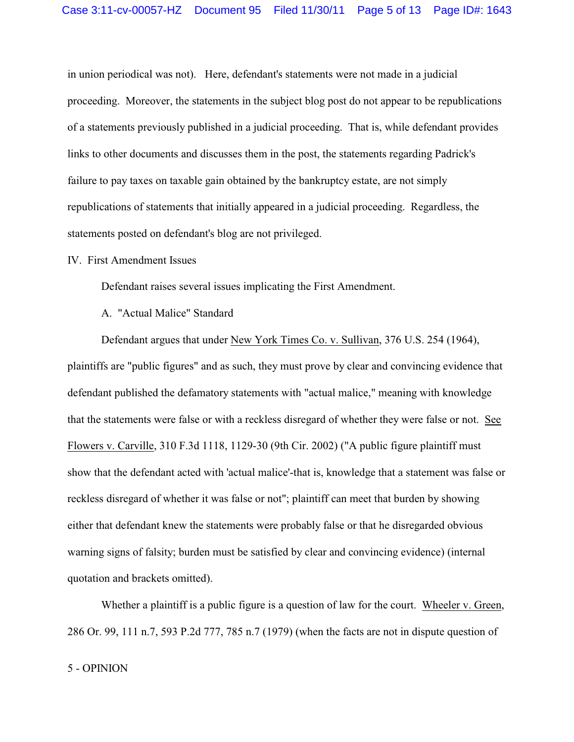in union periodical was not). Here, defendant's statements were not made in a judicial proceeding. Moreover, the statements in the subject blog post do not appear to be republications of a statements previously published in a judicial proceeding. That is, while defendant provides links to other documents and discusses them in the post, the statements regarding Padrick's failure to pay taxes on taxable gain obtained by the bankruptcy estate, are not simply republications of statements that initially appeared in a judicial proceeding. Regardless, the statements posted on defendant's blog are not privileged.

IV. First Amendment Issues

Defendant raises several issues implicating the First Amendment.

A. "Actual Malice" Standard

Defendant argues that under New York Times Co. v. Sullivan, 376 U.S. 254 (1964), plaintiffs are "public figures" and as such, they must prove by clear and convincing evidence that defendant published the defamatory statements with "actual malice," meaning with knowledge that the statements were false or with a reckless disregard of whether they were false or not. See Flowers v. Carville, 310 F.3d 1118, 1129-30 (9th Cir. 2002) ("A public figure plaintiff must show that the defendant acted with 'actual malice'-that is, knowledge that a statement was false or reckless disregard of whether it was false or not"; plaintiff can meet that burden by showing either that defendant knew the statements were probably false or that he disregarded obvious warning signs of falsity; burden must be satisfied by clear and convincing evidence) (internal quotation and brackets omitted).

Whether a plaintiff is a public figure is a question of law for the court. Wheeler v. Green, 286 Or. 99, 111 n.7, 593 P.2d 777, 785 n.7 (1979) (when the facts are not in dispute question of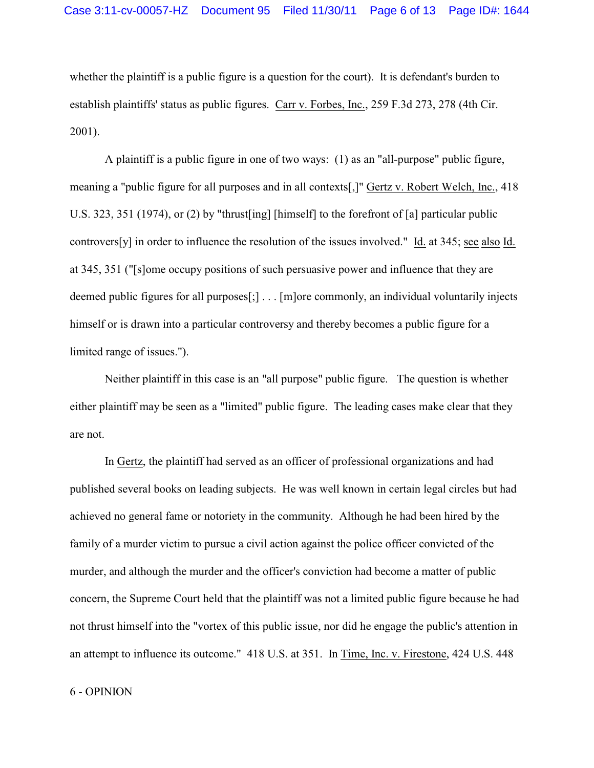whether the plaintiff is a public figure is a question for the court). It is defendant's burden to establish plaintiffs' status as public figures. Carr v. Forbes, Inc., 259 F.3d 273, 278 (4th Cir. 2001).

A plaintiff is a public figure in one of two ways: (1) as an "all-purpose" public figure, meaning a "public figure for all purposes and in all contexts[,]" Gertz v. Robert Welch, Inc., 418 U.S. 323, 351 (1974), or (2) by "thrust[ing] [himself] to the forefront of [a] particular public controvers[y] in order to influence the resolution of the issues involved." Id. at 345; see also Id. at 345, 351 ("[s]ome occupy positions of such persuasive power and influence that they are deemed public figures for all purposes[;] . . . [m]ore commonly, an individual voluntarily injects himself or is drawn into a particular controversy and thereby becomes a public figure for a limited range of issues.").

Neither plaintiff in this case is an "all purpose" public figure. The question is whether either plaintiff may be seen as a "limited" public figure. The leading cases make clear that they are not.

In Gertz, the plaintiff had served as an officer of professional organizations and had published several books on leading subjects. He was well known in certain legal circles but had achieved no general fame or notoriety in the community. Although he had been hired by the family of a murder victim to pursue a civil action against the police officer convicted of the murder, and although the murder and the officer's conviction had become a matter of public concern, the Supreme Court held that the plaintiff was not a limited public figure because he had not thrust himself into the "vortex of this public issue, nor did he engage the public's attention in an attempt to influence its outcome." 418 U.S. at 351. In Time, Inc. v. Firestone, 424 U.S. 448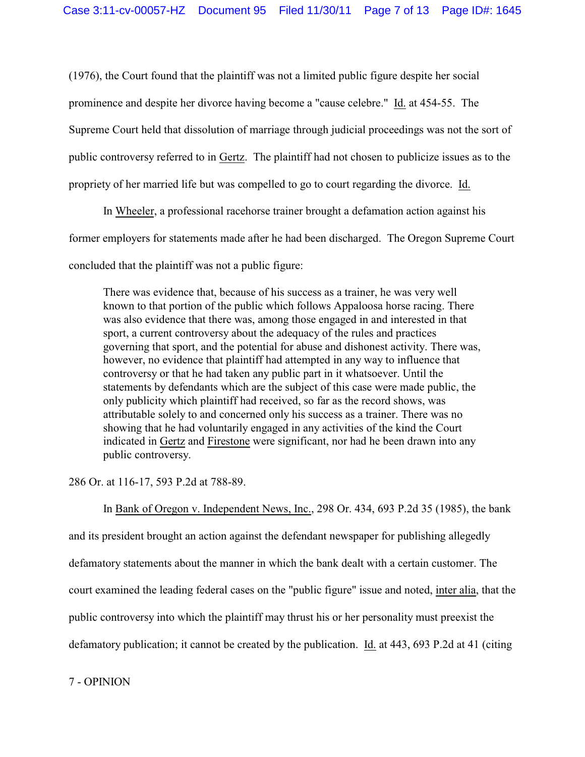(1976), the Court found that the plaintiff was not a limited public figure despite her social prominence and despite her divorce having become a "cause celebre." Id. at 454-55. The Supreme Court held that dissolution of marriage through judicial proceedings was not the sort of public controversy referred to in Gertz. The plaintiff had not chosen to publicize issues as to the propriety of her married life but was compelled to go to court regarding the divorce. Id.

In Wheeler, a professional racehorse trainer brought a defamation action against his former employers for statements made after he had been discharged. The Oregon Supreme Court concluded that the plaintiff was not a public figure:

> There was evidence that, because of his success as a trainer, he was very well known to that portion of the public which follows Appaloosa horse racing. There was also evidence that there was, among those engaged in and interested in that sport, a current controversy about the adequacy of the rules and practices governing that sport, and the potential for abuse and dishonest activity. There was, however, no evidence that plaintiff had attempted in any way to influence that controversy or that he had taken any public part in it whatsoever. Until the statements by defendants which are the subject of this case were made public, the only publicity which plaintiff had received, so far as the record shows, was attributable solely to and concerned only his success as a trainer. There was no showing that he had voluntarily engaged in any activities of the kind the Court indicated in Gertz and Firestone were significant, nor had he been drawn into any public controversy.

286 Or. at 116-17, 593 P.2d at 788-89.

In Bank of Oregon v. Independent News, Inc., 298 Or. 434, 693 P.2d 35 (1985), the bank and its president brought an action against the defendant newspaper for publishing allegedly defamatory statements about the manner in which the bank dealt with a certain customer. The court examined the leading federal cases on the "public figure" issue and noted, inter alia, that the public controversy into which the plaintiff may thrust his or her personality must preexist the defamatory publication; it cannot be created by the publication. Id. at 443, 693 P.2d at 41 (citing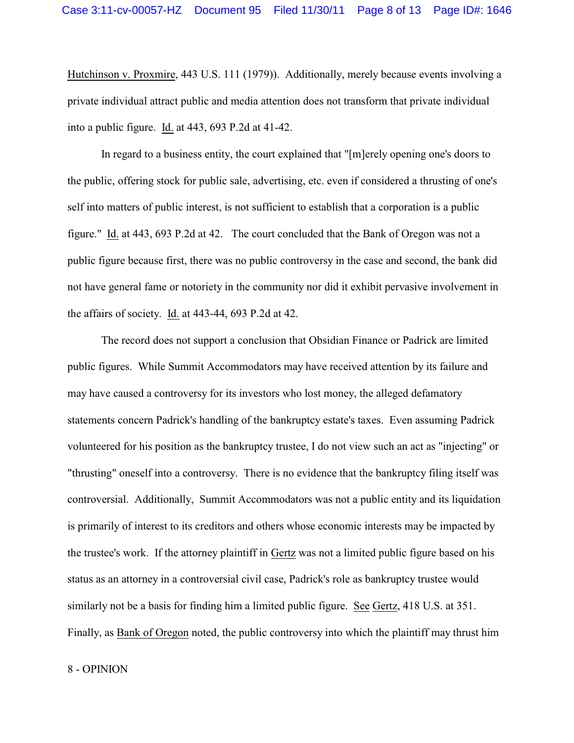Hutchinson v. Proxmire, 443 U.S. 111 (1979)). Additionally, merely because events involving a private individual attract public and media attention does not transform that private individual into a public figure. Id. at 443, 693 P.2d at 41-42.

In regard to a business entity, the court explained that "[m]erely opening one's doors to the public, offering stock for public sale, advertising, etc. even if considered a thrusting of one's self into matters of public interest, is not sufficient to establish that a corporation is a public figure." Id. at 443, 693 P.2d at 42. The court concluded that the Bank of Oregon was not a public figure because first, there was no public controversy in the case and second, the bank did not have general fame or notoriety in the community nor did it exhibit pervasive involvement in the affairs of society. Id. at 443-44, 693 P.2d at 42.

The record does not support a conclusion that Obsidian Finance or Padrick are limited public figures. While Summit Accommodators may have received attention by its failure and may have caused a controversy for its investors who lost money, the alleged defamatory statements concern Padrick's handling of the bankruptcy estate's taxes. Even assuming Padrick volunteered for his position as the bankruptcy trustee, I do not view such an act as "injecting" or "thrusting" oneself into a controversy. There is no evidence that the bankruptcy filing itself was controversial. Additionally, Summit Accommodators was not a public entity and its liquidation is primarily of interest to its creditors and others whose economic interests may be impacted by the trustee's work. If the attorney plaintiff in Gertz was not a limited public figure based on his status as an attorney in a controversial civil case, Padrick's role as bankruptcy trustee would similarly not be a basis for finding him a limited public figure. See Gertz, 418 U.S. at 351. Finally, as Bank of Oregon noted, the public controversy into which the plaintiff may thrust him

8 - OPINION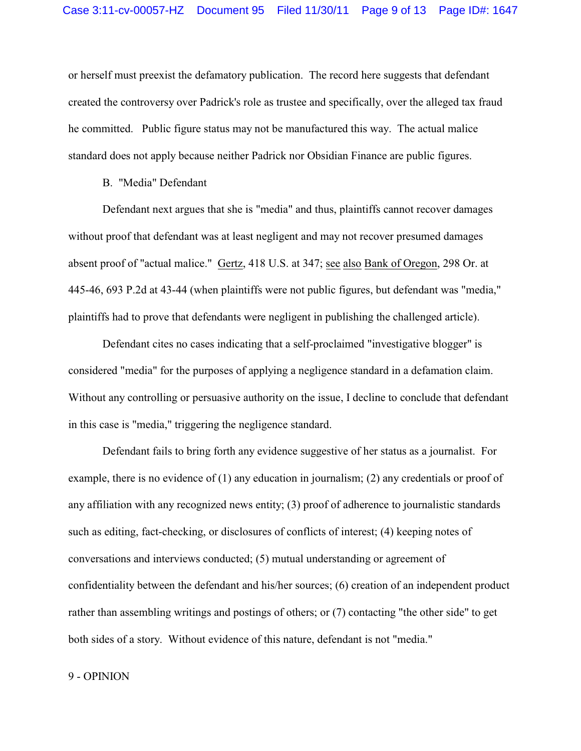or herself must preexist the defamatory publication. The record here suggests that defendant created the controversy over Padrick's role as trustee and specifically, over the alleged tax fraud he committed. Public figure status may not be manufactured this way. The actual malice standard does not apply because neither Padrick nor Obsidian Finance are public figures.

B. "Media" Defendant

Defendant next argues that she is "media" and thus, plaintiffs cannot recover damages without proof that defendant was at least negligent and may not recover presumed damages absent proof of "actual malice." Gertz, 418 U.S. at 347; see also Bank of Oregon, 298 Or. at 445-46, 693 P.2d at 43-44 (when plaintiffs were not public figures, but defendant was "media," plaintiffs had to prove that defendants were negligent in publishing the challenged article).

Defendant cites no cases indicating that a self-proclaimed "investigative blogger" is considered "media" for the purposes of applying a negligence standard in a defamation claim. Without any controlling or persuasive authority on the issue, I decline to conclude that defendant in this case is "media," triggering the negligence standard.

Defendant fails to bring forth any evidence suggestive of her status as a journalist. For example, there is no evidence of (1) any education in journalism; (2) any credentials or proof of any affiliation with any recognized news entity; (3) proof of adherence to journalistic standards such as editing, fact-checking, or disclosures of conflicts of interest; (4) keeping notes of conversations and interviews conducted; (5) mutual understanding or agreement of confidentiality between the defendant and his/her sources; (6) creation of an independent product rather than assembling writings and postings of others; or (7) contacting "the other side" to get both sides of a story. Without evidence of this nature, defendant is not "media."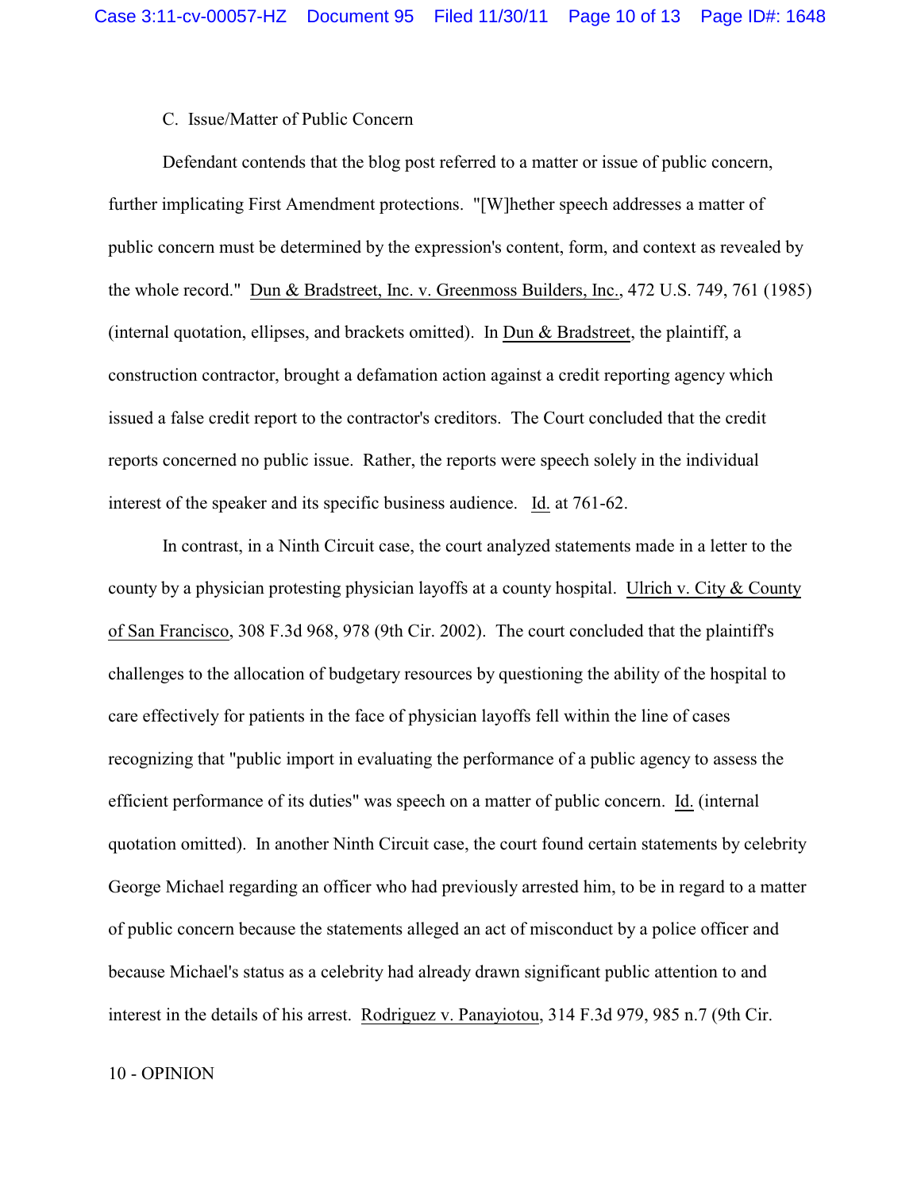C. Issue/Matter of Public Concern

Defendant contends that the blog post referred to a matter or issue of public concern, further implicating First Amendment protections. "[W]hether speech addresses a matter of public concern must be determined by the expression's content, form, and context as revealed by the whole record." Dun & Bradstreet, Inc. v. Greenmoss Builders, Inc., 472 U.S. 749, 761 (1985) (internal quotation, ellipses, and brackets omitted). In Dun & Bradstreet, the plaintiff, a construction contractor, brought a defamation action against a credit reporting agency which issued a false credit report to the contractor's creditors. The Court concluded that the credit reports concerned no public issue. Rather, the reports were speech solely in the individual interest of the speaker and its specific business audience. Id. at 761-62.

In contrast, in a Ninth Circuit case, the court analyzed statements made in a letter to the county by a physician protesting physician layoffs at a county hospital. Ulrich v. City & County of San Francisco, 308 F.3d 968, 978 (9th Cir. 2002). The court concluded that the plaintiff's challenges to the allocation of budgetary resources by questioning the ability of the hospital to care effectively for patients in the face of physician layoffs fell within the line of cases recognizing that "public import in evaluating the performance of a public agency to assess the efficient performance of its duties" was speech on a matter of public concern. Id. (internal quotation omitted). In another Ninth Circuit case, the court found certain statements by celebrity George Michael regarding an officer who had previously arrested him, to be in regard to a matter of public concern because the statements alleged an act of misconduct by a police officer and because Michael's status as a celebrity had already drawn significant public attention to and interest in the details of his arrest. Rodriguez v. Panayiotou, 314 F.3d 979, 985 n.7 (9th Cir.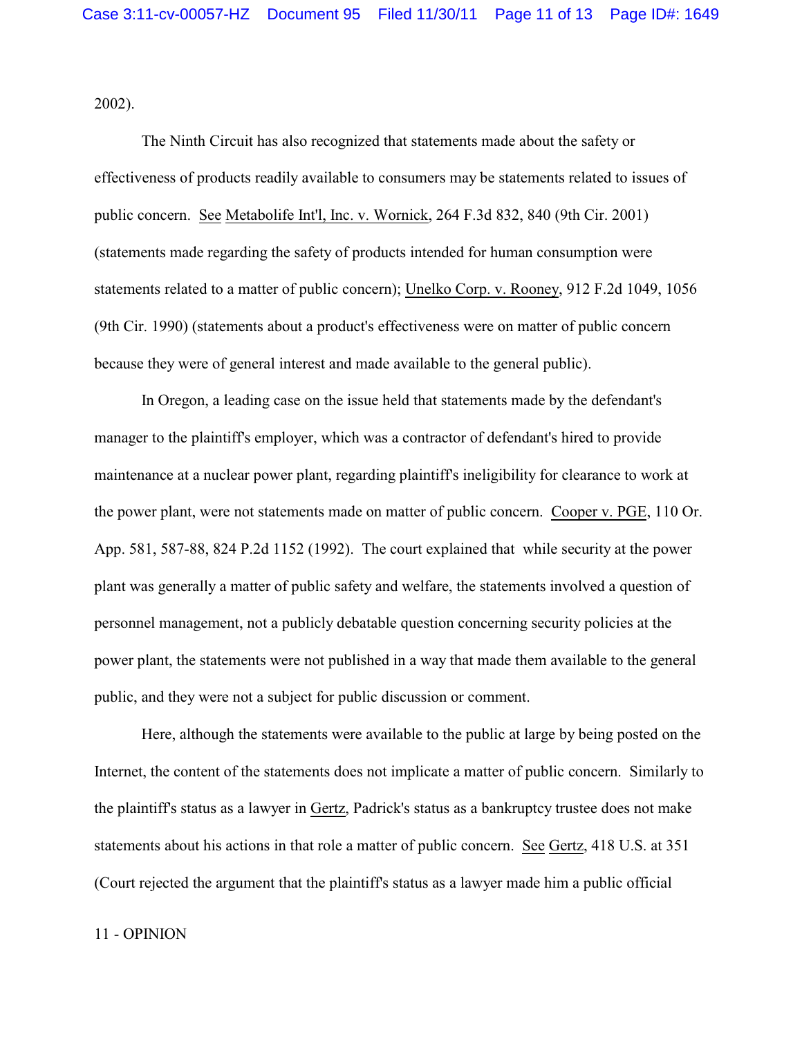2002).

The Ninth Circuit has also recognized that statements made about the safety or effectiveness of products readily available to consumers may be statements related to issues of public concern. See Metabolife Int'l, Inc. v. Wornick, 264 F.3d 832, 840 (9th Cir. 2001) (statements made regarding the safety of products intended for human consumption were statements related to a matter of public concern); Unelko Corp. v. Rooney, 912 F.2d 1049, 1056 (9th Cir. 1990) (statements about a product's effectiveness were on matter of public concern because they were of general interest and made available to the general public).

In Oregon, a leading case on the issue held that statements made by the defendant's manager to the plaintiff's employer, which was a contractor of defendant's hired to provide maintenance at a nuclear power plant, regarding plaintiff's ineligibility for clearance to work at the power plant, were not statements made on matter of public concern. Cooper v. PGE, 110 Or. App. 581, 587-88, 824 P.2d 1152 (1992). The court explained that while security at the power plant was generally a matter of public safety and welfare, the statements involved a question of personnel management, not a publicly debatable question concerning security policies at the power plant, the statements were not published in a way that made them available to the general public, and they were not a subject for public discussion or comment.

Here, although the statements were available to the public at large by being posted on the Internet, the content of the statements does not implicate a matter of public concern. Similarly to the plaintiff's status as a lawyer in Gertz, Padrick's status as a bankruptcy trustee does not make statements about his actions in that role a matter of public concern. See Gertz, 418 U.S. at 351 (Court rejected the argument that the plaintiff's status as a lawyer made him a public official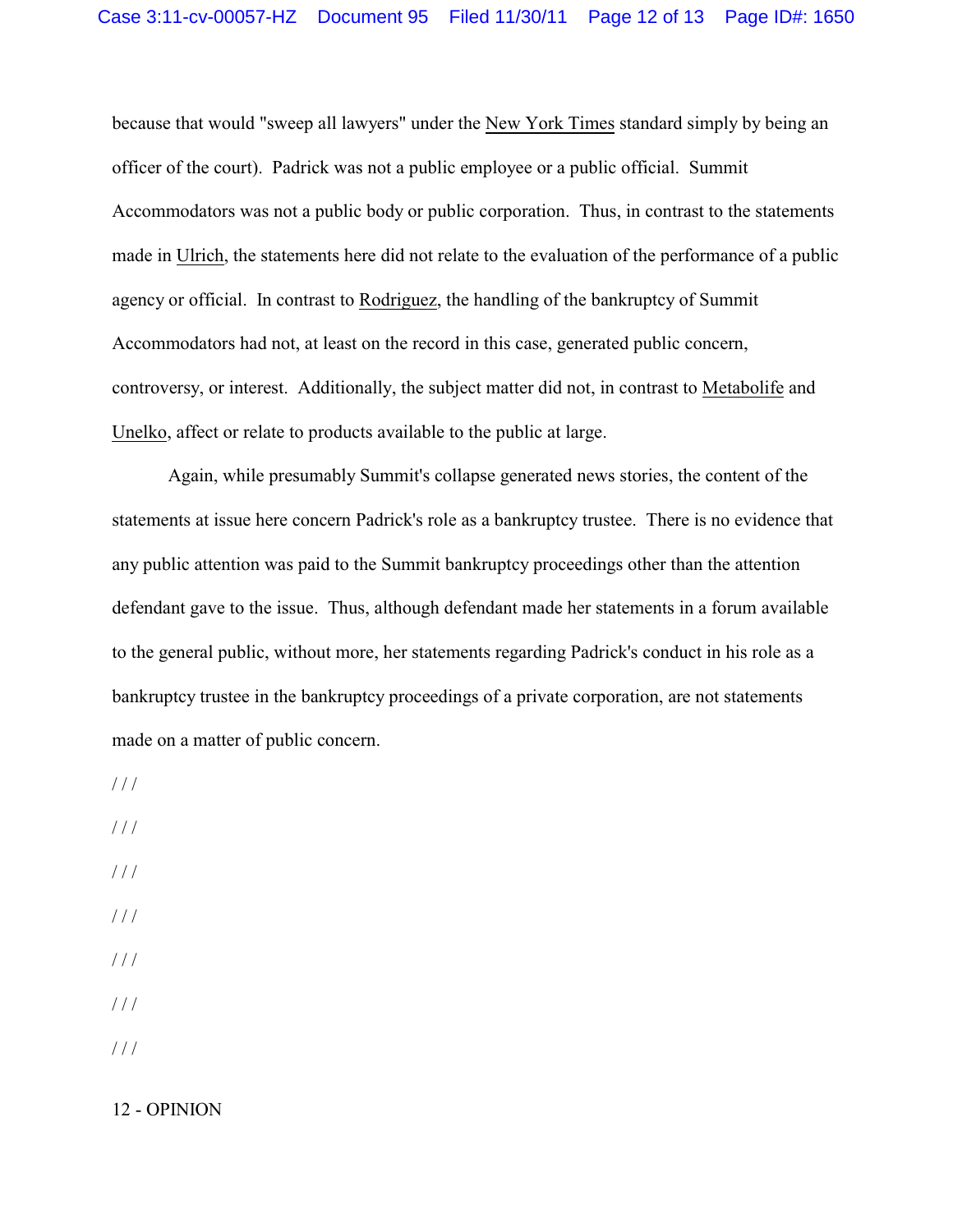because that would "sweep all lawyers" under the New York Times standard simply by being an officer of the court). Padrick was not a public employee or a public official. Summit Accommodators was not a public body or public corporation. Thus, in contrast to the statements made in Ulrich, the statements here did not relate to the evaluation of the performance of a public agency or official. In contrast to Rodriguez, the handling of the bankruptcy of Summit Accommodators had not, at least on the record in this case, generated public concern, controversy, or interest. Additionally, the subject matter did not, in contrast to Metabolife and Unelko, affect or relate to products available to the public at large.

Again, while presumably Summit's collapse generated news stories, the content of the statements at issue here concern Padrick's role as a bankruptcy trustee. There is no evidence that any public attention was paid to the Summit bankruptcy proceedings other than the attention defendant gave to the issue. Thus, although defendant made her statements in a forum available to the general public, without more, her statements regarding Padrick's conduct in his role as a bankruptcy trustee in the bankruptcy proceedings of a private corporation, are not statements made on a matter of public concern.

/ / /

/ / /

/ / /

/ / /

/ / /

/ / /

/ / /

12 - OPINION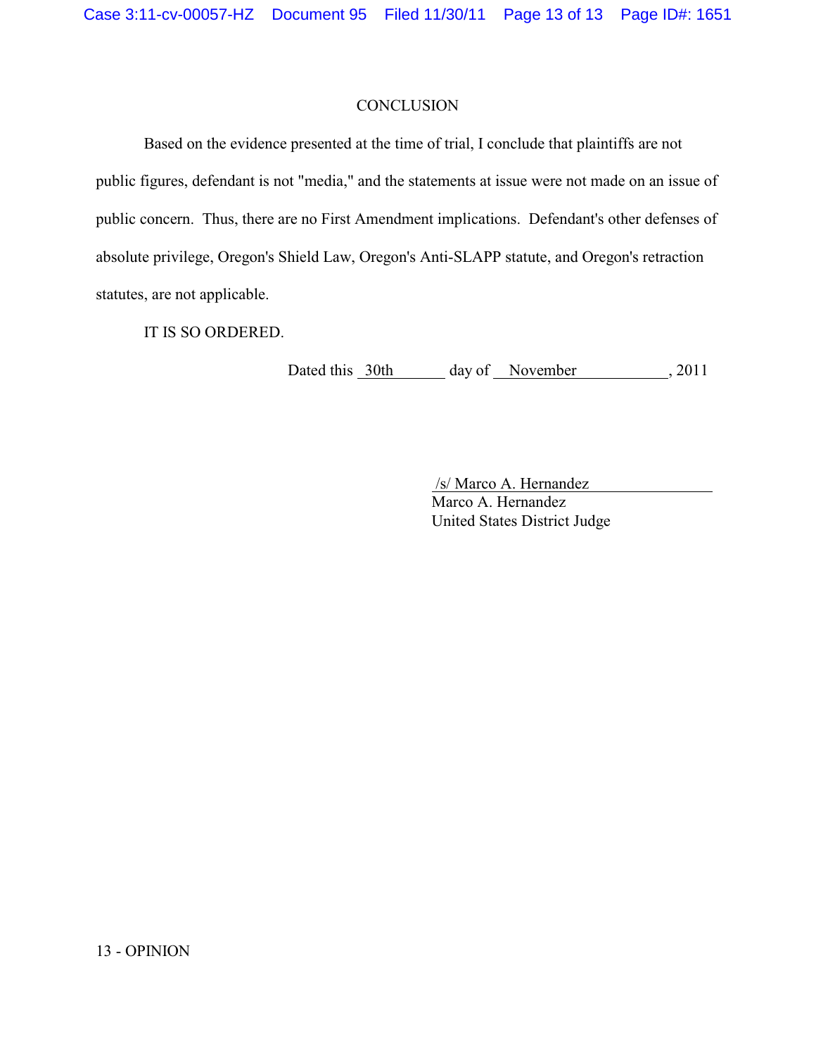## CONCLUSION

Based on the evidence presented at the time of trial, I conclude that plaintiffs are not public figures, defendant is not "media," and the statements at issue were not made on an issue of public concern. Thus, there are no First Amendment implications. Defendant's other defenses of absolute privilege, Oregon's Shield Law, Oregon's Anti-SLAPP statute, and Oregon's retraction statutes, are not applicable.

IT IS SO ORDERED.

Dated this 30th day of November, 2011

/s/ Marco A. Hernandez
Marco A. Hernandez
United States District Judge